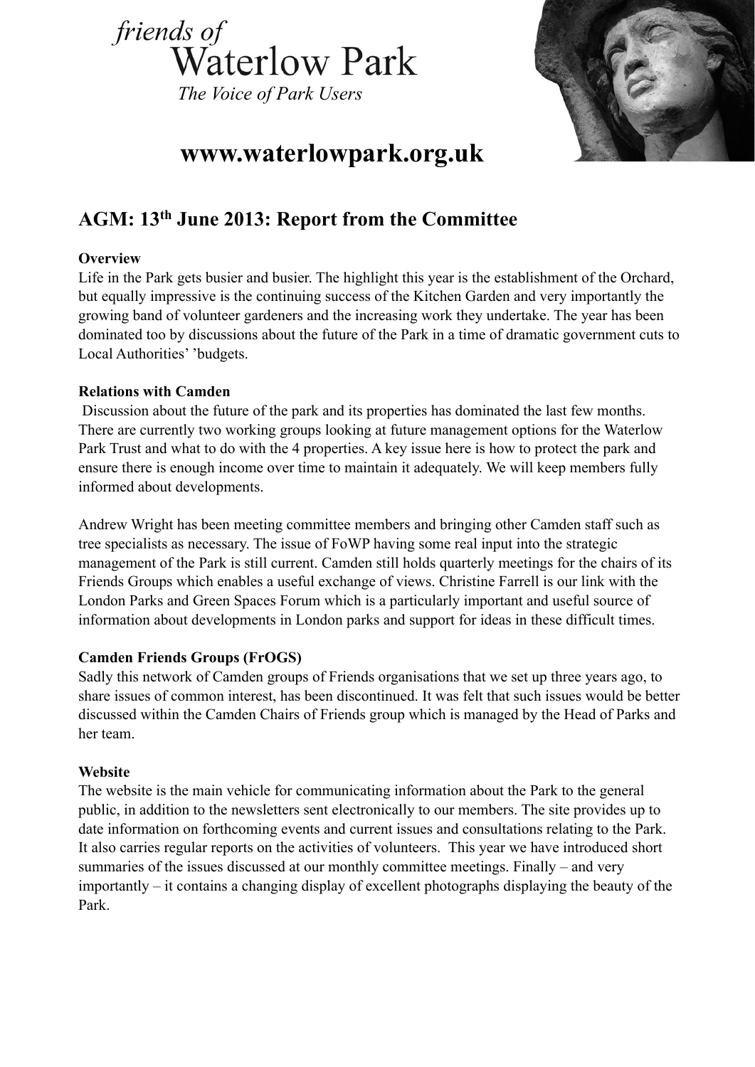*friends of*
# Waterlow Park
*The Voice of Park Users*

**www.waterlowpark.org.uk**

## AGM: 13th June 2013: Report from the Committee

**Overview**

Life in the Park gets busier and busier. The highlight this year is the establishment of the Orchard, but equally impressive is the continuing success of the Kitchen Garden and very importantly the growing band of volunteer gardeners and the increasing work they undertake. The year has been dominated too by discussions about the future of the Park in a time of dramatic government cuts to Local Authorities' 'budgets.

**Relations with Camden**

Discussion about the future of the park and its properties has dominated the last few months. There are currently two working groups looking at future management options for the Waterlow Park Trust and what to do with the 4 properties. A key issue here is how to protect the park and ensure there is enough income over time to maintain it adequately. We will keep members fully informed about developments.

Andrew Wright has been meeting committee members and bringing other Camden staff such as tree specialists as necessary. The issue of FoWP having some real input into the strategic management of the Park is still current. Camden still holds quarterly meetings for the chairs of its Friends Groups which enables a useful exchange of views. Christine Farrell is our link with the London Parks and Green Spaces Forum which is a particularly important and useful source of information about developments in London parks and support for ideas in these difficult times.

**Camden Friends Groups (FrOGS)**

Sadly this network of Camden groups of Friends organisations that we set up three years ago, to share issues of common interest, has been discontinued. It was felt that such issues would be better discussed within the Camden Chairs of Friends group which is managed by the Head of Parks and her team.

**Website**

The website is the main vehicle for communicating information about the Park to the general public, in addition to the newsletters sent electronically to our members. The site provides up to date information on forthcoming events and current issues and consultations relating to the Park. It also carries regular reports on the activities of volunteers. This year we have introduced short summaries of the issues discussed at our monthly committee meetings. Finally – and very importantly – it contains a changing display of excellent photographs displaying the beauty of the Park.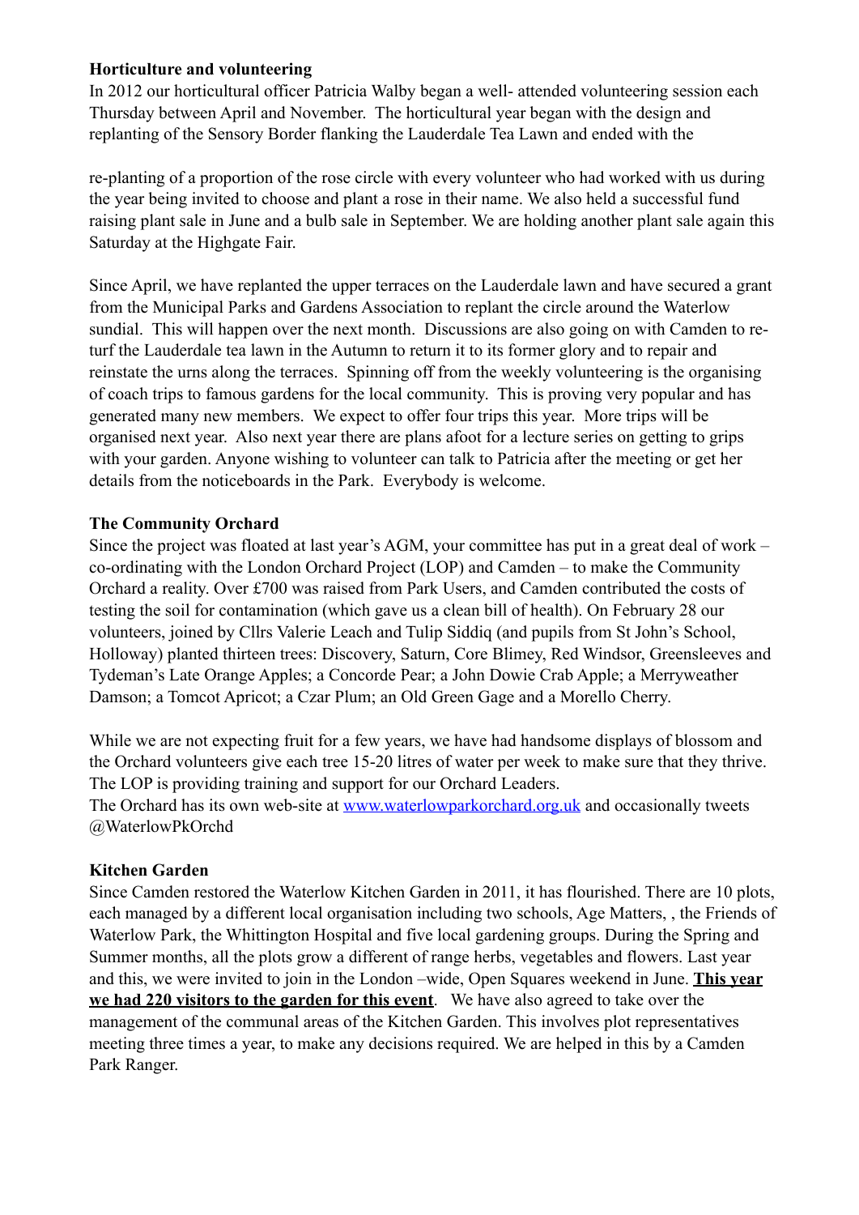**Horticulture and volunteering**

In 2012 our horticultural officer Patricia Walby began a well- attended volunteering session each Thursday between April and November. The horticultural year began with the design and replanting of the Sensory Border flanking the Lauderdale Tea Lawn and ended with the

re-planting of a proportion of the rose circle with every volunteer who had worked with us during the year being invited to choose and plant a rose in their name. We also held a successful fund raising plant sale in June and a bulb sale in September. We are holding another plant sale again this Saturday at the Highgate Fair.

Since April, we have replanted the upper terraces on the Lauderdale lawn and have secured a grant from the Municipal Parks and Gardens Association to replant the circle around the Waterlow sundial. This will happen over the next month. Discussions are also going on with Camden to re-turf the Lauderdale tea lawn in the Autumn to return it to its former glory and to repair and reinstate the urns along the terraces. Spinning off from the weekly volunteering is the organising of coach trips to famous gardens for the local community. This is proving very popular and has generated many new members. We expect to offer four trips this year. More trips will be organised next year. Also next year there are plans afoot for a lecture series on getting to grips with your garden. Anyone wishing to volunteer can talk to Patricia after the meeting or get her details from the noticeboards in the Park. Everybody is welcome.

**The Community Orchard**

Since the project was floated at last year's AGM, your committee has put in a great deal of work – co-ordinating with the London Orchard Project (LOP) and Camden – to make the Community Orchard a reality. Over £700 was raised from Park Users, and Camden contributed the costs of testing the soil for contamination (which gave us a clean bill of health). On February 28 our volunteers, joined by Cllrs Valerie Leach and Tulip Siddiq (and pupils from St John's School, Holloway) planted thirteen trees: Discovery, Saturn, Core Blimey, Red Windsor, Greensleeves and Tydeman's Late Orange Apples; a Concorde Pear; a John Dowie Crab Apple; a Merryweather Damson; a Tomcot Apricot; a Czar Plum; an Old Green Gage and a Morello Cherry.

While we are not expecting fruit for a few years, we have had handsome displays of blossom and the Orchard volunteers give each tree 15-20 litres of water per week to make sure that they thrive. The LOP is providing training and support for our Orchard Leaders.
The Orchard has its own web-site at [www.waterlowparkorchard.org.uk](http://www.waterlowparkorchard.org.uk) and occasionally tweets @WaterlowPkOrchd

**Kitchen Garden**

Since Camden restored the Waterlow Kitchen Garden in 2011, it has flourished. There are 10 plots, each managed by a different local organisation including two schools, Age Matters, , the Friends of Waterlow Park, the Whittington Hospital and five local gardening groups. During the Spring and Summer months, all the plots grow a different of range herbs, vegetables and flowers. Last year and this, we were invited to join in the London –wide, Open Squares weekend in June. **This year we had 220 visitors to the garden for this event**. We have also agreed to take over the management of the communal areas of the Kitchen Garden. This involves plot representatives meeting three times a year, to make any decisions required. We are helped in this by a Camden Park Ranger.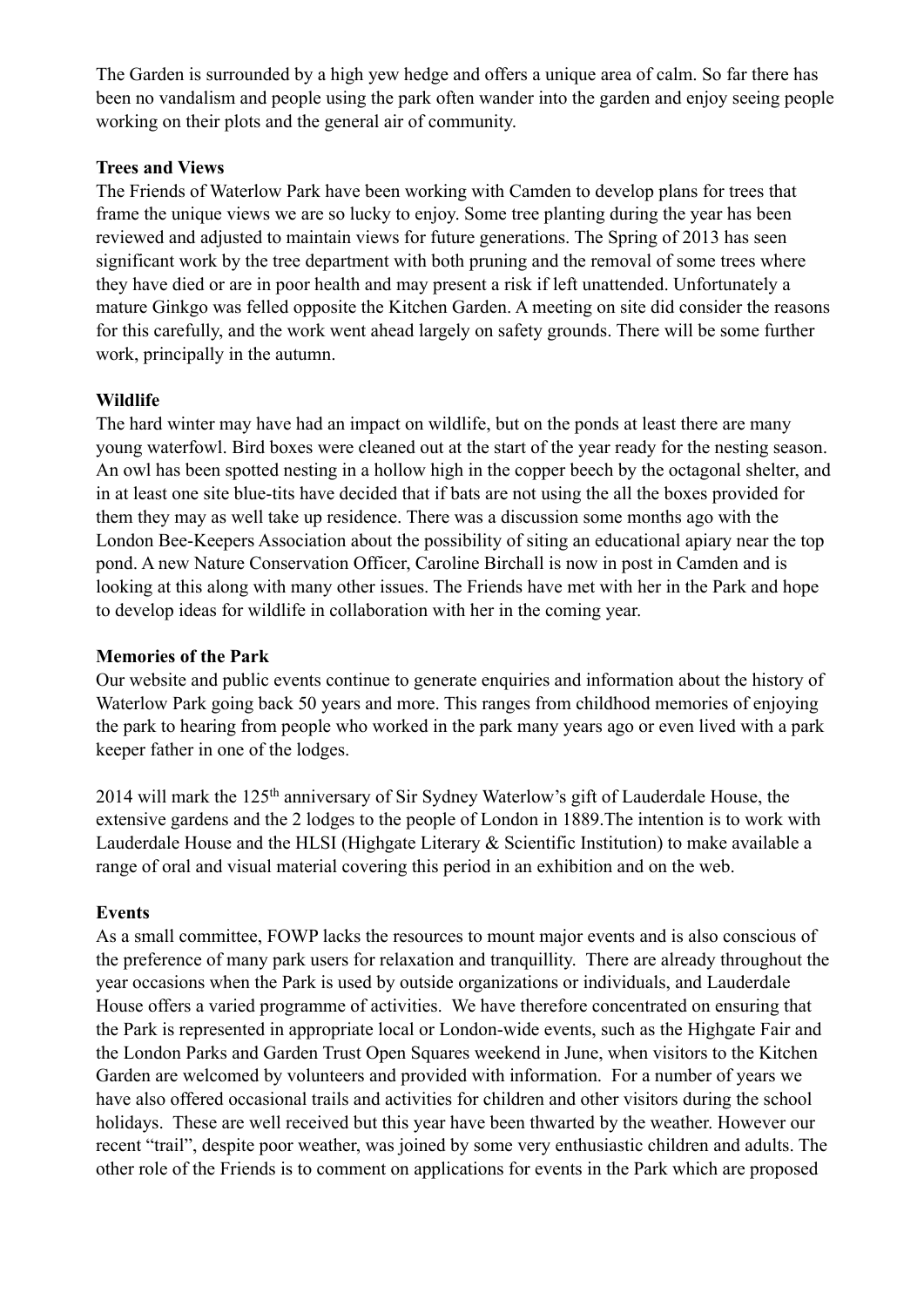The Garden is surrounded by a high yew hedge and offers a unique area of calm. So far there has been no vandalism and people using the park often wander into the garden and enjoy seeing people working on their plots and the general air of community.

**Trees and Views**

The Friends of Waterlow Park have been working with Camden to develop plans for trees that frame the unique views we are so lucky to enjoy. Some tree planting during the year has been reviewed and adjusted to maintain views for future generations. The Spring of 2013 has seen significant work by the tree department with both pruning and the removal of some trees where they have died or are in poor health and may present a risk if left unattended. Unfortunately a mature Ginkgo was felled opposite the Kitchen Garden. A meeting on site did consider the reasons for this carefully, and the work went ahead largely on safety grounds. There will be some further work, principally in the autumn.

**Wildlife**

The hard winter may have had an impact on wildlife, but on the ponds at least there are many young waterfowl. Bird boxes were cleaned out at the start of the year ready for the nesting season. An owl has been spotted nesting in a hollow high in the copper beech by the octagonal shelter, and in at least one site blue-tits have decided that if bats are not using the all the boxes provided for them they may as well take up residence. There was a discussion some months ago with the London Bee-Keepers Association about the possibility of siting an educational apiary near the top pond. A new Nature Conservation Officer, Caroline Birchall is now in post in Camden and is looking at this along with many other issues. The Friends have met with her in the Park and hope to develop ideas for wildlife in collaboration with her in the coming year.

**Memories of the Park**

Our website and public events continue to generate enquiries and information about the history of Waterlow Park going back 50 years and more. This ranges from childhood memories of enjoying the park to hearing from people who worked in the park many years ago or even lived with a park keeper father in one of the lodges.

2014 will mark the 125th anniversary of Sir Sydney Waterlow's gift of Lauderdale House, the extensive gardens and the 2 lodges to the people of London in 1889.The intention is to work with Lauderdale House and the HLSI (Highgate Literary & Scientific Institution) to make available a range of oral and visual material covering this period in an exhibition and on the web.

**Events**

As a small committee, FOWP lacks the resources to mount major events and is also conscious of the preference of many park users for relaxation and tranquillity. There are already throughout the year occasions when the Park is used by outside organizations or individuals, and Lauderdale House offers a varied programme of activities. We have therefore concentrated on ensuring that the Park is represented in appropriate local or London-wide events, such as the Highgate Fair and the London Parks and Garden Trust Open Squares weekend in June, when visitors to the Kitchen Garden are welcomed by volunteers and provided with information. For a number of years we have also offered occasional trails and activities for children and other visitors during the school holidays. These are well received but this year have been thwarted by the weather. However our recent "trail", despite poor weather, was joined by some very enthusiastic children and adults. The other role of the Friends is to comment on applications for events in the Park which are proposed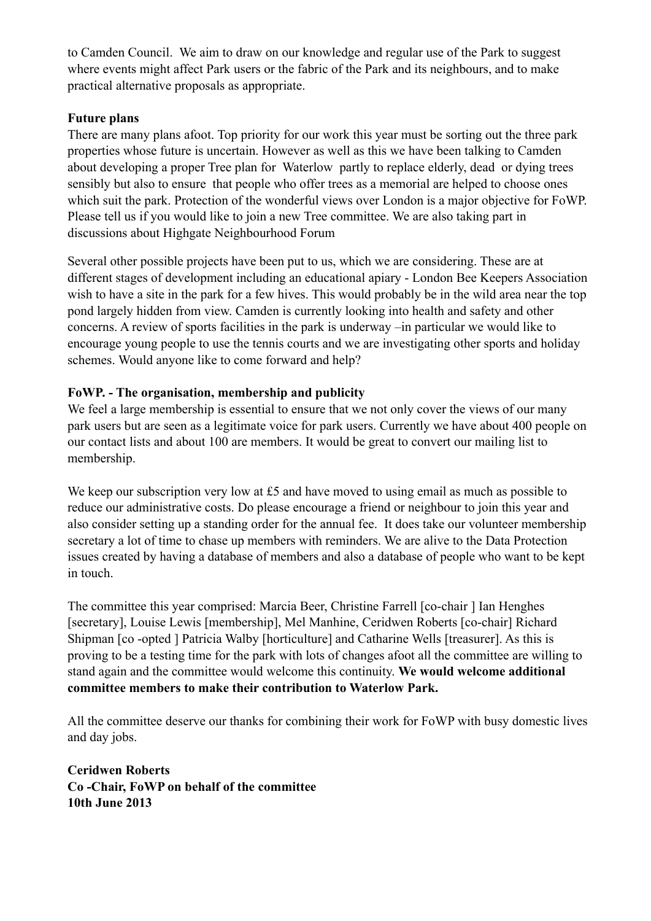to Camden Council. We aim to draw on our knowledge and regular use of the Park to suggest where events might affect Park users or the fabric of the Park and its neighbours, and to make practical alternative proposals as appropriate.

**Future plans**

There are many plans afoot. Top priority for our work this year must be sorting out the three park properties whose future is uncertain. However as well as this we have been talking to Camden about developing a proper Tree plan for Waterlow partly to replace elderly, dead or dying trees sensibly but also to ensure that people who offer trees as a memorial are helped to choose ones which suit the park. Protection of the wonderful views over London is a major objective for FoWP. Please tell us if you would like to join a new Tree committee. We are also taking part in discussions about Highgate Neighbourhood Forum

Several other possible projects have been put to us, which we are considering. These are at different stages of development including an educational apiary - London Bee Keepers Association wish to have a site in the park for a few hives. This would probably be in the wild area near the top pond largely hidden from view. Camden is currently looking into health and safety and other concerns. A review of sports facilities in the park is underway –in particular we would like to encourage young people to use the tennis courts and we are investigating other sports and holiday schemes. Would anyone like to come forward and help?

**FoWP. - The organisation, membership and publicity**

We feel a large membership is essential to ensure that we not only cover the views of our many park users but are seen as a legitimate voice for park users. Currently we have about 400 people on our contact lists and about 100 are members. It would be great to convert our mailing list to membership.

We keep our subscription very low at £5 and have moved to using email as much as possible to reduce our administrative costs. Do please encourage a friend or neighbour to join this year and also consider setting up a standing order for the annual fee. It does take our volunteer membership secretary a lot of time to chase up members with reminders. We are alive to the Data Protection issues created by having a database of members and also a database of people who want to be kept in touch.

The committee this year comprised: Marcia Beer, Christine Farrell [co-chair ] Ian Henghes [secretary], Louise Lewis [membership], Mel Manhine, Ceridwen Roberts [co-chair] Richard Shipman [co -opted ] Patricia Walby [horticulture] and Catharine Wells [treasurer]. As this is proving to be a testing time for the park with lots of changes afoot all the committee are willing to stand again and the committee would welcome this continuity. **We would welcome additional committee members to make their contribution to Waterlow Park.**

All the committee deserve our thanks for combining their work for FoWP with busy domestic lives and day jobs.

**Ceridwen Roberts**
**Co -Chair, FoWP on behalf of the committee**
**10th June 2013**